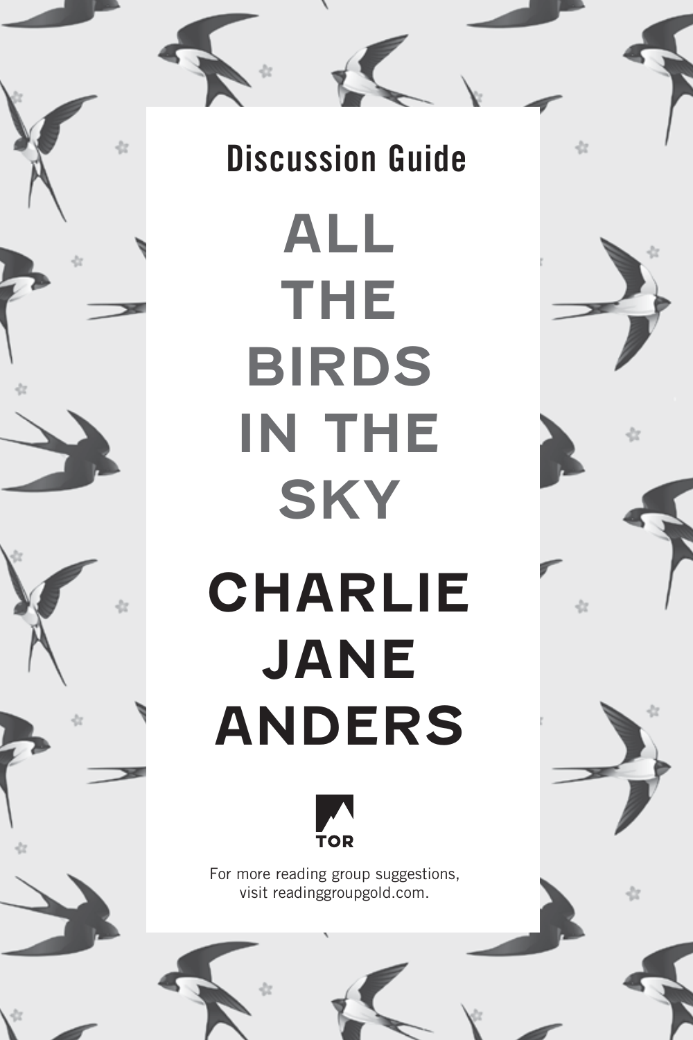Discussion Guide

# ALL THE BIRDS IN THE SKY

## CHARLIE JANE ANDERS

TOR

For more reading group suggestions, visit readinggroupgold.com.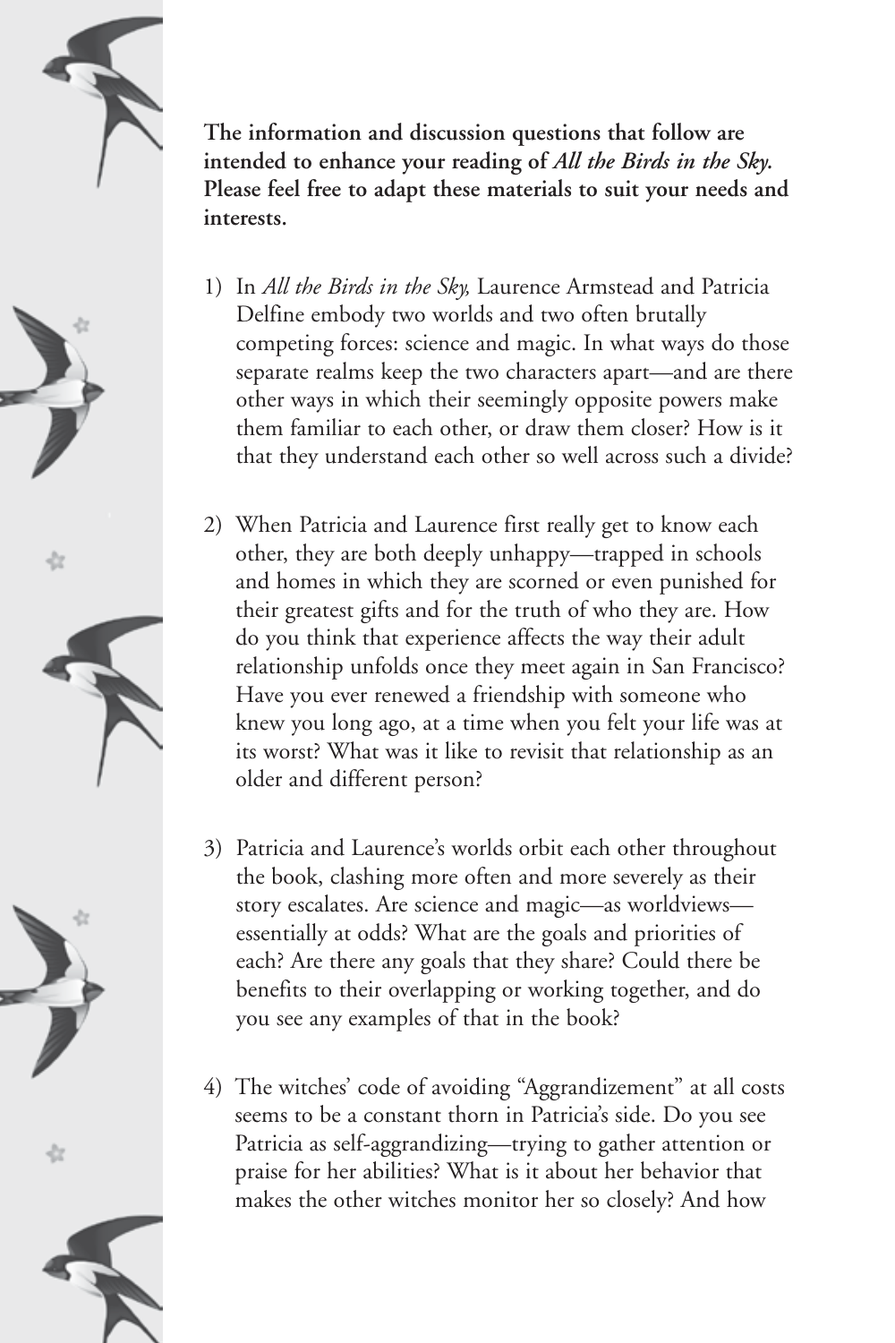**The information and discussion questions that follow are intended to enhance your reading of *All the Birds in the Sky.* Please feel free to adapt these materials to suit your needs and interests.**

1) In *All the Birds in the Sky,* Laurence Armstead and Patricia Delfine embody two worlds and two often brutally competing forces: science and magic. In what ways do those separate realms keep the two characters apart—and are there other ways in which their seemingly opposite powers make them familiar to each other, or draw them closer? How is it that they understand each other so well across such a divide?

2) When Patricia and Laurence first really get to know each other, they are both deeply unhappy—trapped in schools and homes in which they are scorned or even punished for their greatest gifts and for the truth of who they are. How do you think that experience affects the way their adult relationship unfolds once they meet again in San Francisco? Have you ever renewed a friendship with someone who knew you long ago, at a time when you felt your life was at its worst? What was it like to revisit that relationship as an older and different person?

3) Patricia and Laurence's worlds orbit each other throughout the book, clashing more often and more severely as their story escalates. Are science and magic—as worldviews—essentially at odds? What are the goals and priorities of each? Are there any goals that they share? Could there be benefits to their overlapping or working together, and do you see any examples of that in the book?

4) The witches' code of avoiding "Aggrandizement" at all costs seems to be a constant thorn in Patricia's side. Do you see Patricia as self-aggrandizing—trying to gather attention or praise for her abilities? What is it about her behavior that makes the other witches monitor her so closely? And how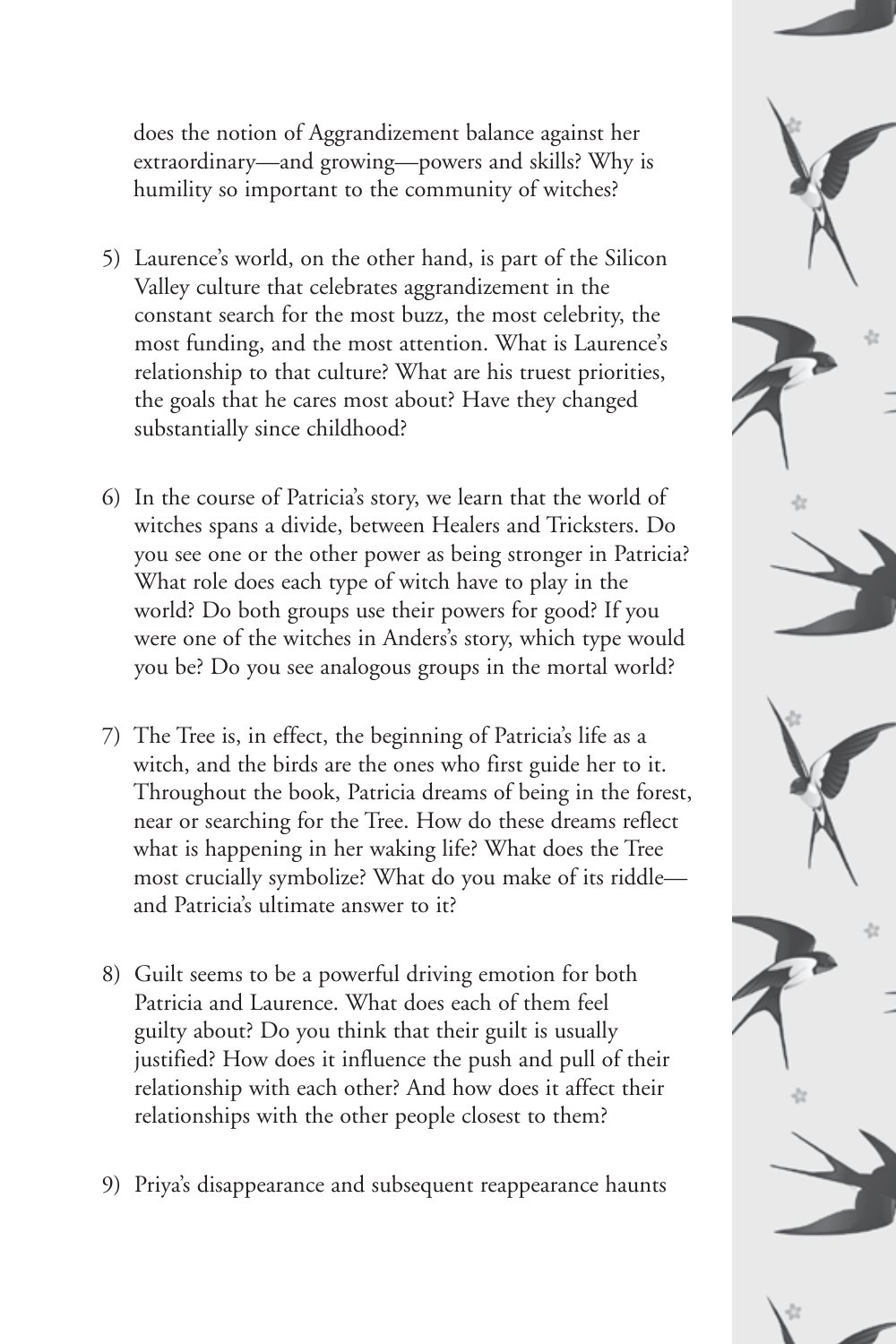does the notion of Aggrandizement balance against her extraordinary—and growing—powers and skills? Why is humility so important to the community of witches?

5) Laurence's world, on the other hand, is part of the Silicon Valley culture that celebrates aggrandizement in the constant search for the most buzz, the most celebrity, the most funding, and the most attention. What is Laurence's relationship to that culture? What are his truest priorities, the goals that he cares most about? Have they changed substantially since childhood?

6) In the course of Patricia's story, we learn that the world of witches spans a divide, between Healers and Tricksters. Do you see one or the other power as being stronger in Patricia? What role does each type of witch have to play in the world? Do both groups use their powers for good? If you were one of the witches in Anders's story, which type would you be? Do you see analogous groups in the mortal world?

7) The Tree is, in effect, the beginning of Patricia's life as a witch, and the birds are the ones who first guide her to it. Throughout the book, Patricia dreams of being in the forest, near or searching for the Tree. How do these dreams reflect what is happening in her waking life? What does the Tree most crucially symbolize? What do you make of its riddle—and Patricia's ultimate answer to it?

8) Guilt seems to be a powerful driving emotion for both Patricia and Laurence. What does each of them feel guilty about? Do you think that their guilt is usually justified? How does it influence the push and pull of their relationship with each other? And how does it affect their relationships with the other people closest to them?

9) Priya's disappearance and subsequent reappearance haunts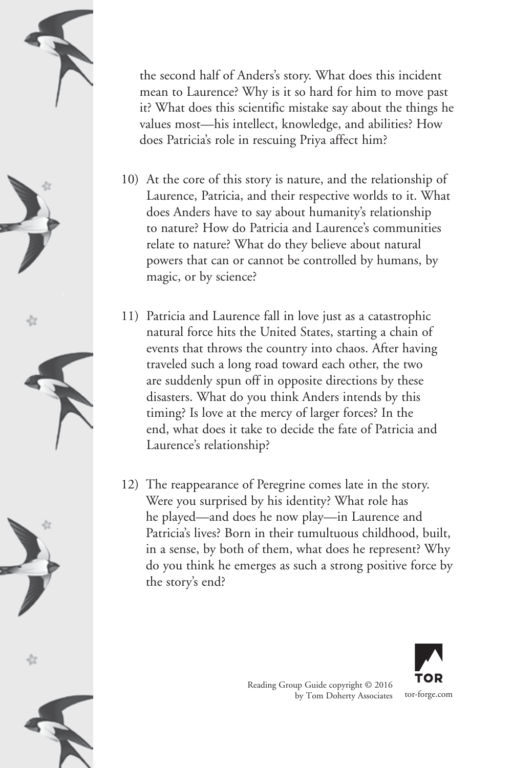the second half of Anders's story. What does this incident mean to Laurence? Why is it so hard for him to move past it? What does this scientific mistake say about the things he values most—his intellect, knowledge, and abilities? How does Patricia's role in rescuing Priya affect him?

10) At the core of this story is nature, and the relationship of Laurence, Patricia, and their respective worlds to it. What does Anders have to say about humanity's relationship to nature? How do Patricia and Laurence's communities relate to nature? What do they believe about natural powers that can or cannot be controlled by humans, by magic, or by science?

11) Patricia and Laurence fall in love just as a catastrophic natural force hits the United States, starting a chain of events that throws the country into chaos. After having traveled such a long road toward each other, the two are suddenly spun off in opposite directions by these disasters. What do you think Anders intends by this timing? Is love at the mercy of larger forces? In the end, what does it take to decide the fate of Patricia and Laurence's relationship?

12) The reappearance of Peregrine comes late in the story. Were you surprised by his identity? What role has he played—and does he now play—in Laurence and Patricia's lives? Born in their tumultuous childhood, built, in a sense, by both of them, what does he represent? Why do you think he emerges as such a strong positive force by the story's end?

Reading Group Guide copyright © 2016
by Tom Doherty Associates

TOR
tor-forge.com